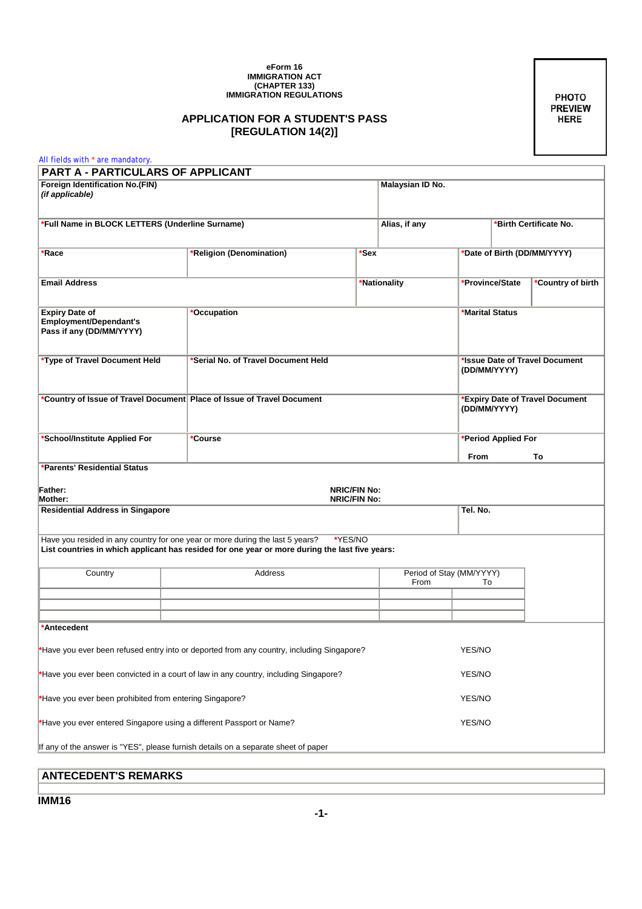**eForm 16**
**IMMIGRATION ACT**
**(CHAPTER 133)**
**IMMIGRATION REGULATIONS**

# APPLICATION FOR A STUDENT'S PASS
# [REGULATION 14(2)]

PHOTO PREVIEW HERE

All fields with * are mandatory.

## PART A - PARTICULARS OF APPLICANT

| | | | | |
|---|---|---|---|---|
| **Foreign Identification No.(FIN)** ***(if applicable)*** | | | **Malaysian ID No.** | |
| ***Full Name in BLOCK LETTERS (Underline Surname)** | | | **Alias, if any** | ***Birth Certificate No.** |
| ***Race** | ***Religion (Denomination)** | ***Sex** | ***Date of Birth (DD/MM/YYYY)** | |
| **Email Address** | | ***Nationality** | ***Province/State** | ***Country of birth** |
| **Expiry Date of Employment/Dependant's Pass if any (DD/MM/YYYY)** | ***Occupation** | | ***Marital Status** | |
| ***Type of Travel Document Held** | ***Serial No. of Travel Document Held** | | ***Issue Date of Travel Document (DD/MM/YYYY)** | |
| ***Country of Issue of Travel Document** | **Place of Issue of Travel Document** | | ***Expiry Date of Travel Document (DD/MM/YYYY)** | |
| ***School/Institute Applied For** | ***Course** | | ***Period Applied For** From To | |

***Parents' Residential Status**

**Father:** **NRIC/FIN No:**
**Mother:** **NRIC/FIN No:**

| | |
|---|---|
| **Residential Address in Singapore** | **Tel. No.** |

Have you resided in any country for one year or more during the last 5 years? *YES/NO
**List countries in which applicant has resided for one year or more during the last five years:**

| Country | Address | Period of Stay (MM/YYYY) From | To |
|---|---|---|---|
| | | | |
| | | | |
| | | | |

***Antecedent**

| | |
|---|---|
| *Have you ever been refused entry into or deported from any country, including Singapore? | YES/NO |
| *Have you ever been convicted in a court of law in any country, including Singapore? | YES/NO |
| *Have you ever been prohibited from entering Singapore? | YES/NO |
| *Have you ever entered Singapore using a different Passport or Name? | YES/NO |

If any of the answer is "YES", please furnish details on a separate sheet of paper

## ANTECEDENT'S REMARKS

**IMM16**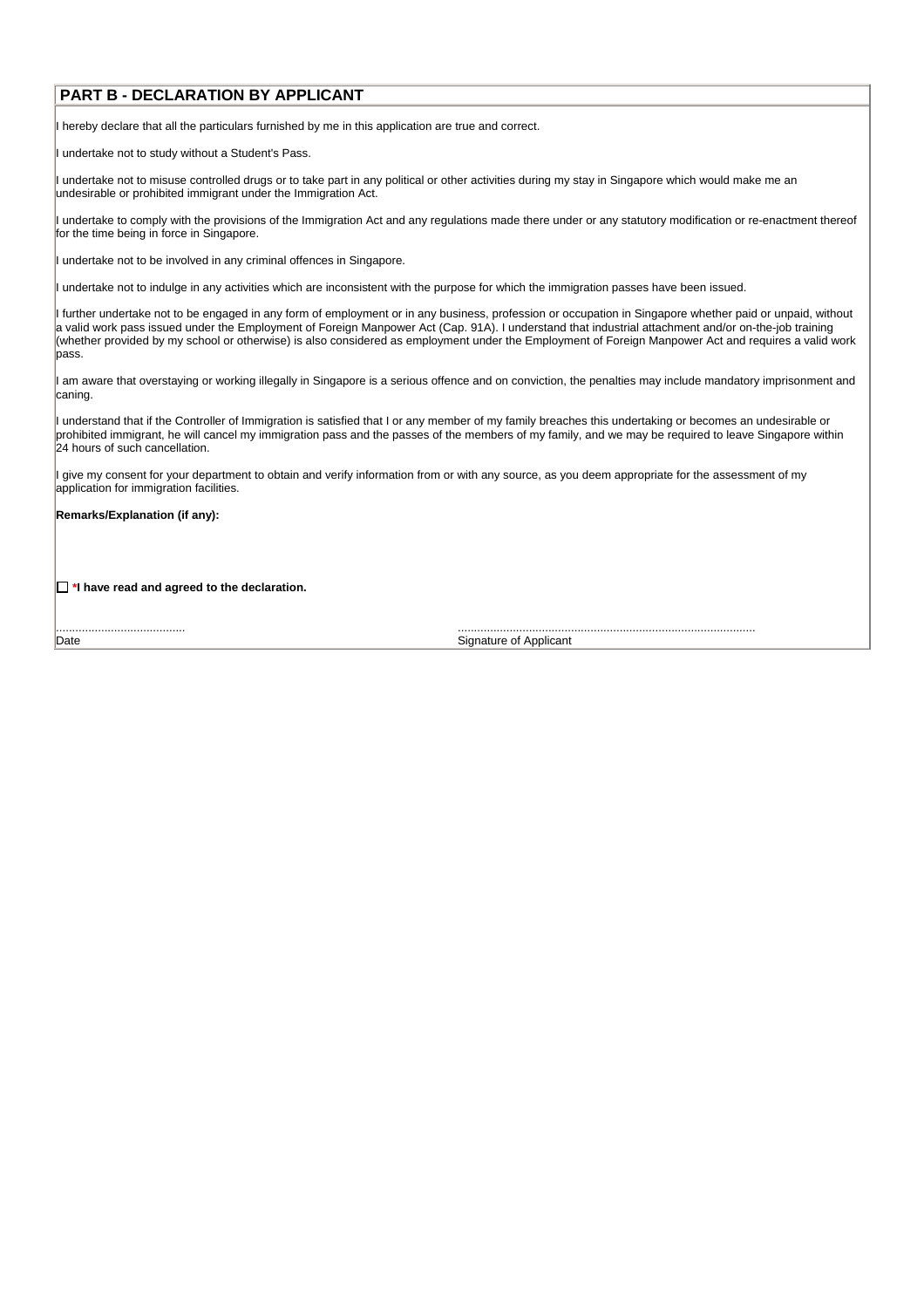## PART B - DECLARATION BY APPLICANT

I hereby declare that all the particulars furnished by me in this application are true and correct.

I undertake not to study without a Student's Pass.

I undertake not to misuse controlled drugs or to take part in any political or other activities during my stay in Singapore which would make me an undesirable or prohibited immigrant under the Immigration Act.

I undertake to comply with the provisions of the Immigration Act and any regulations made there under or any statutory modification or re-enactment thereof for the time being in force in Singapore.

I undertake not to be involved in any criminal offences in Singapore.

I undertake not to indulge in any activities which are inconsistent with the purpose for which the immigration passes have been issued.

I further undertake not to be engaged in any form of employment or in any business, profession or occupation in Singapore whether paid or unpaid, without a valid work pass issued under the Employment of Foreign Manpower Act (Cap. 91A). I understand that industrial attachment and/or on-the-job training (whether provided by my school or otherwise) is also considered as employment under the Employment of Foreign Manpower Act and requires a valid work pass.

I am aware that overstaying or working illegally in Singapore is a serious offence and on conviction, the penalties may include mandatory imprisonment and caning.

I understand that if the Controller of Immigration is satisfied that I or any member of my family breaches this undertaking or becomes an undesirable or prohibited immigrant, he will cancel my immigration pass and the passes of the members of my family, and we may be required to leave Singapore within 24 hours of such cancellation.

I give my consent for your department to obtain and verify information from or with any source, as you deem appropriate for the assessment of my application for immigration facilities.

**Remarks/Explanation (if any):**

☐ ***I have read and agreed to the declaration.**

........................................ ...........................................................................................

Date Signature of Applicant